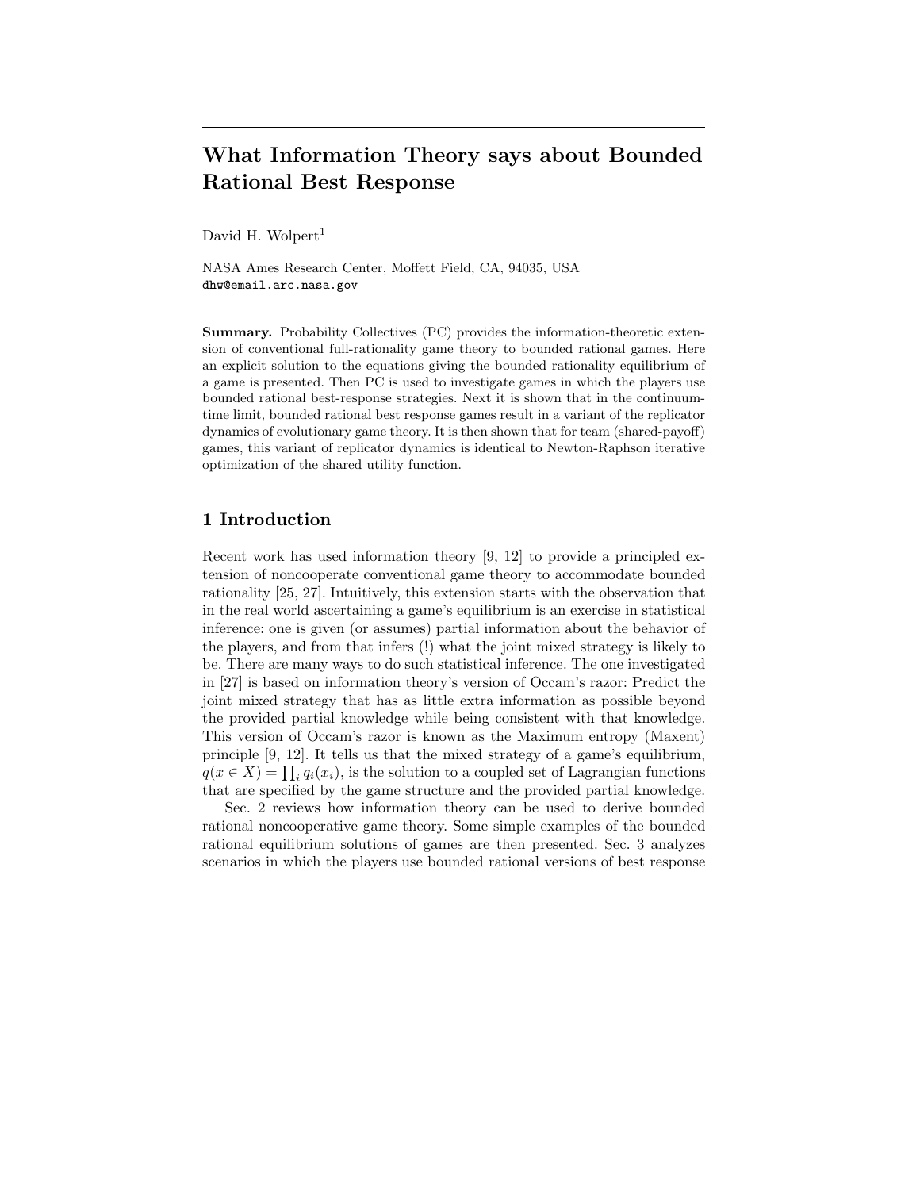# What Information Theory says about Bounded Rational Best Response

David H. Wolpert[1]

NASA Ames Research Center, Moffett Field, CA, 94035, USA
dhw@email.arc.nasa.gov

**Summary.** Probability Collectives (PC) provides the information-theoretic extension of conventional full-rationality game theory to bounded rational games. Here an explicit solution to the equations giving the bounded rationality equilibrium of a game is presented. Then PC is used to investigate games in which the players use bounded rational best-response strategies. Next it is shown that in the continuum-time limit, bounded rational best response games result in a variant of the replicator dynamics of evolutionary game theory. It is then shown that for team (shared-payoff) games, this variant of replicator dynamics is identical to Newton-Raphson iterative optimization of the shared utility function.

## 1 Introduction

Recent work has used information theory [9, 12] to provide a principled extension of noncooperate conventional game theory to accommodate bounded rationality [25, 27]. Intuitively, this extension starts with the observation that in the real world ascertaining a game's equilibrium is an exercise in statistical inference: one is given (or assumes) partial information about the behavior of the players, and from that infers (!) what the joint mixed strategy is likely to be. There are many ways to do such statistical inference. The one investigated in [27] is based on information theory's version of Occam's razor: Predict the joint mixed strategy that has as little extra information as possible beyond the provided partial knowledge while being consistent with that knowledge. This version of Occam's razor is known as the Maximum entropy (Maxent) principle [9, 12]. It tells us that the mixed strategy of a game's equilibrium, $q(x \in X) = \prod_i q_i(x_i)$, is the solution to a coupled set of Lagrangian functions that are specified by the game structure and the provided partial knowledge.

Sec. 2 reviews how information theory can be used to derive bounded rational noncooperative game theory. Some simple examples of the bounded rational equilibrium solutions of games are then presented. Sec. 3 analyzes scenarios in which the players use bounded rational versions of best response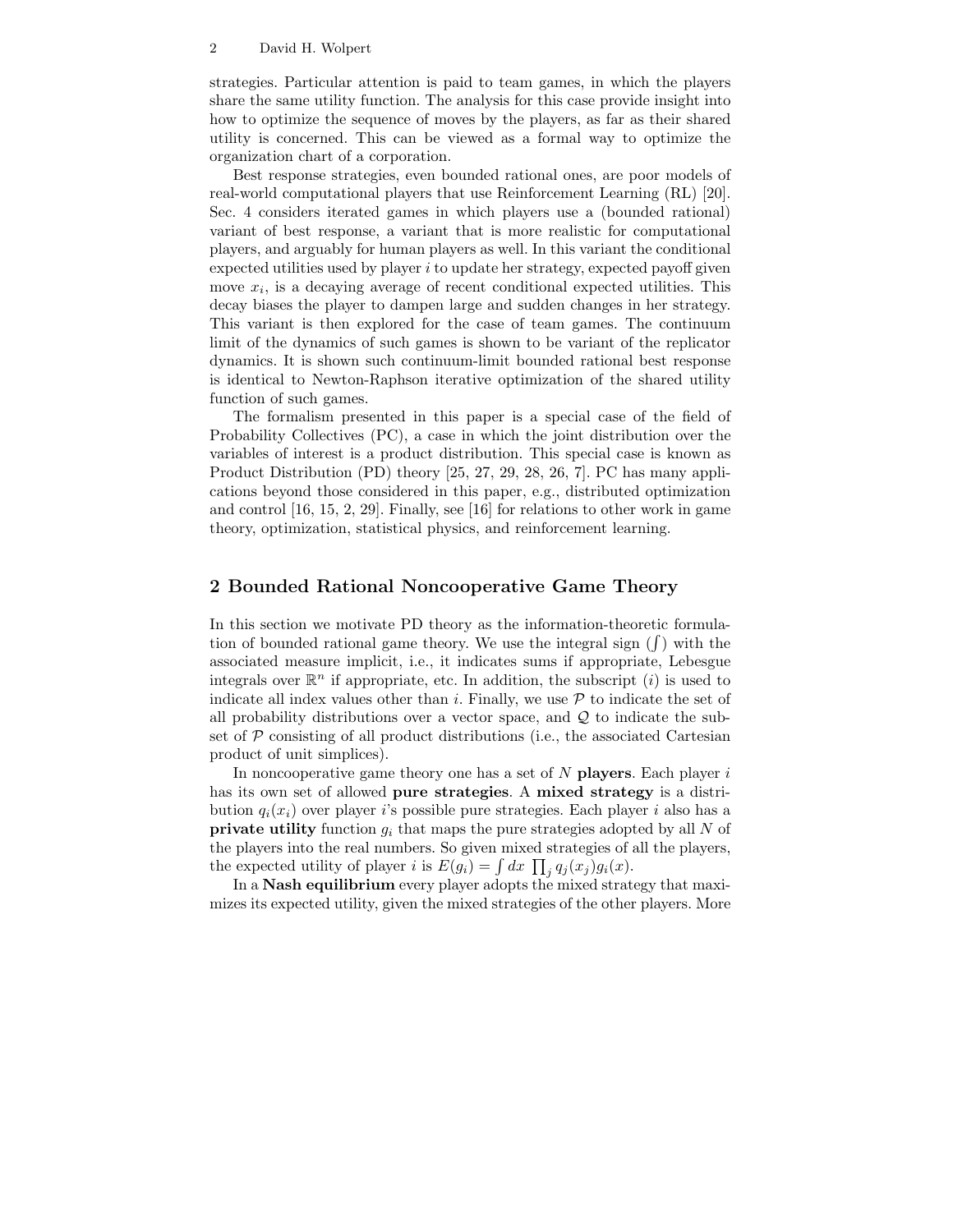strategies. Particular attention is paid to team games, in which the players share the same utility function. The analysis for this case provide insight into how to optimize the sequence of moves by the players, as far as their shared utility is concerned. This can be viewed as a formal way to optimize the organization chart of a corporation.

Best response strategies, even bounded rational ones, are poor models of real-world computational players that use Reinforcement Learning (RL) [20]. Sec. 4 considers iterated games in which players use a (bounded rational) variant of best response, a variant that is more realistic for computational players, and arguably for human players as well. In this variant the conditional expected utilities used by player $i$ to update her strategy, expected payoff given move $x_i$, is a decaying average of recent conditional expected utilities. This decay biases the player to dampen large and sudden changes in her strategy. This variant is then explored for the case of team games. The continuum limit of the dynamics of such games is shown to be variant of the replicator dynamics. It is shown such continuum-limit bounded rational best response is identical to Newton-Raphson iterative optimization of the shared utility function of such games.

The formalism presented in this paper is a special case of the field of Probability Collectives (PC), a case in which the joint distribution over the variables of interest is a product distribution. This special case is known as Product Distribution (PD) theory [25, 27, 29, 28, 26, 7]. PC has many applications beyond those considered in this paper, e.g., distributed optimization and control [16, 15, 2, 29]. Finally, see [16] for relations to other work in game theory, optimization, statistical physics, and reinforcement learning.

## 2 Bounded Rational Noncooperative Game Theory

In this section we motivate PD theory as the information-theoretic formulation of bounded rational game theory. We use the integral sign ($\int$) with the associated measure implicit, i.e., it indicates sums if appropriate, Lebesgue integrals over $\mathbb{R}^n$ if appropriate, etc. In addition, the subscript $(i)$ is used to indicate all index values other than $i$. Finally, we use $\mathcal{P}$ to indicate the set of all probability distributions over a vector space, and $\mathcal{Q}$ to indicate the subset of $\mathcal{P}$ consisting of all product distributions (i.e., the associated Cartesian product of unit simplices).

In noncooperative game theory one has a set of $N$ **players**. Each player $i$ has its own set of allowed **pure strategies**. A **mixed strategy** is a distribution $q_i(x_i)$ over player $i$'s possible pure strategies. Each player $i$ also has a **private utility** function $g_i$ that maps the pure strategies adopted by all $N$ of the players into the real numbers. So given mixed strategies of all the players, the expected utility of player $i$ is $E(g_i) = \int dx \ \prod_j q_j(x_j) g_i(x)$.

In a **Nash equilibrium** every player adopts the mixed strategy that maximizes its expected utility, given the mixed strategies of the other players. More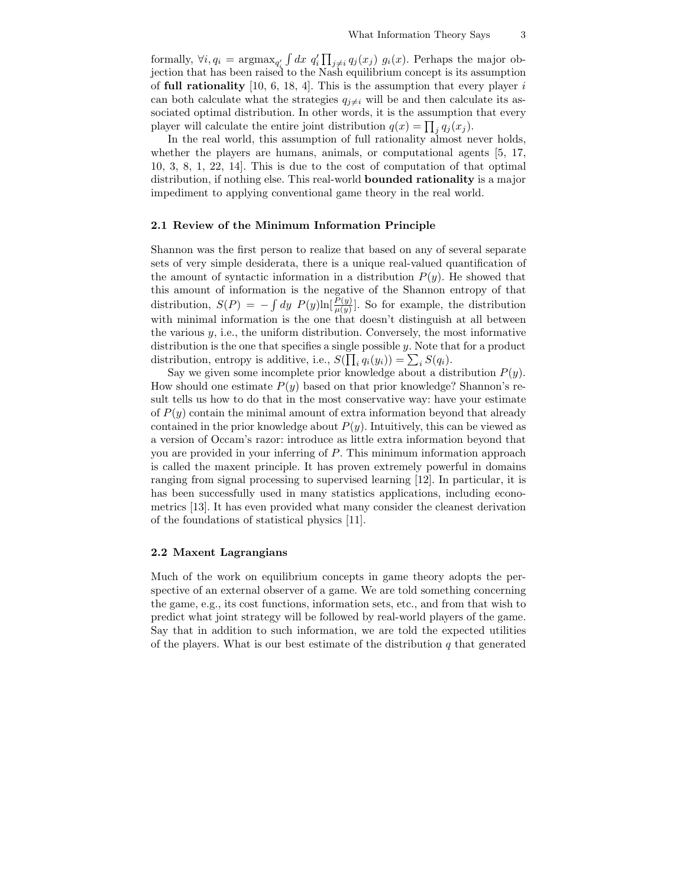formally, $\forall i, q_i = \text{argmax}_{q'_i} \int dx \; q'_i \prod_{j \neq i} q_j(x_j) \; g_i(x)$. Perhaps the major objection that has been raised to the Nash equilibrium concept is its assumption of **full rationality** [10, 6, 18, 4]. This is the assumption that every player $i$ can both calculate what the strategies $q_{j \neq i}$ will be and then calculate its associated optimal distribution. In other words, it is the assumption that every player will calculate the entire joint distribution $q(x) = \prod_j q_j(x_j)$.

In the real world, this assumption of full rationality almost never holds, whether the players are humans, animals, or computational agents [5, 17, 10, 3, 8, 1, 22, 14]. This is due to the cost of computation of that optimal distribution, if nothing else. This real-world **bounded rationality** is a major impediment to applying conventional game theory in the real world.

### 2.1 Review of the Minimum Information Principle

Shannon was the first person to realize that based on any of several separate sets of very simple desiderata, there is a unique real-valued quantification of the amount of syntactic information in a distribution $P(y)$. He showed that this amount of information is the negative of the Shannon entropy of that distribution, $S(P) = -\int dy \; P(y) \ln[\frac{P(y)}{\mu(y)}]$. So for example, the distribution with minimal information is the one that doesn't distinguish at all between the various $y$, i.e., the uniform distribution. Conversely, the most informative distribution is the one that specifies a single possible $y$. Note that for a product distribution, entropy is additive, i.e., $S(\prod_i q_i(y_i)) = \sum_i S(q_i)$.

Say we given some incomplete prior knowledge about a distribution $P(y)$. How should one estimate $P(y)$ based on that prior knowledge? Shannon's result tells us how to do that in the most conservative way: have your estimate of $P(y)$ contain the minimal amount of extra information beyond that already contained in the prior knowledge about $P(y)$. Intuitively, this can be viewed as a version of Occam's razor: introduce as little extra information beyond that you are provided in your inferring of $P$. This minimum information approach is called the maxent principle. It has proven extremely powerful in domains ranging from signal processing to supervised learning [12]. In particular, it is has been successfully used in many statistics applications, including econometrics [13]. It has even provided what many consider the cleanest derivation of the foundations of statistical physics [11].

### 2.2 Maxent Lagrangians

Much of the work on equilibrium concepts in game theory adopts the perspective of an external observer of a game. We are told something concerning the game, e.g., its cost functions, information sets, etc., and from that wish to predict what joint strategy will be followed by real-world players of the game. Say that in addition to such information, we are told the expected utilities of the players. What is our best estimate of the distribution $q$ that generated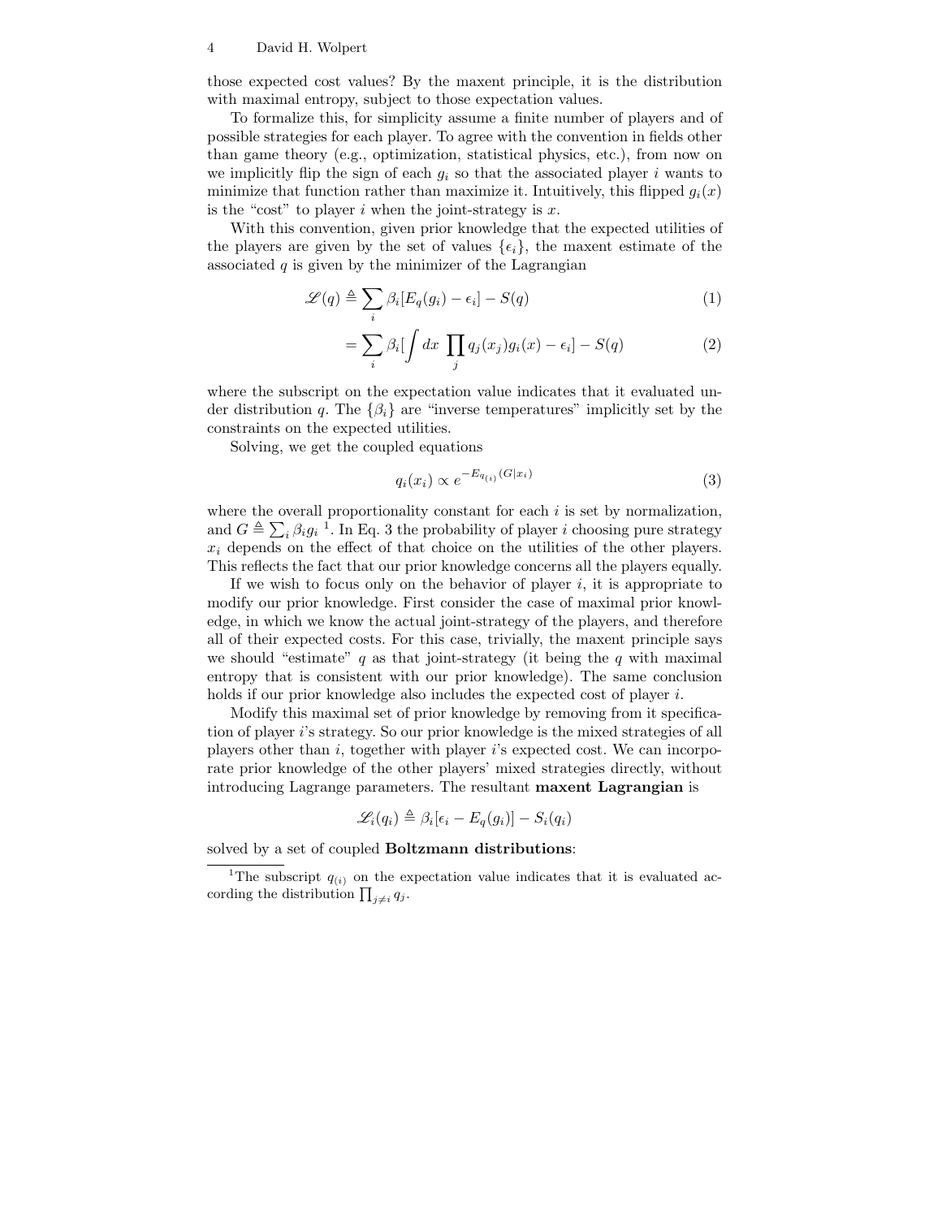those expected cost values? By the maxent principle, it is the distribution with maximal entropy, subject to those expectation values.

To formalize this, for simplicity assume a finite number of players and of possible strategies for each player. To agree with the convention in fields other than game theory (e.g., optimization, statistical physics, etc.), from now on we implicitly flip the sign of each $g_i$ so that the associated player $i$ wants to minimize that function rather than maximize it. Intuitively, this flipped $g_i(x)$ is the "cost" to player $i$ when the joint-strategy is $x$.

With this convention, given prior knowledge that the expected utilities of the players are given by the set of values $\{\epsilon_i\}$, the maxent estimate of the associated $q$ is given by the minimizer of the Lagrangian

$$\mathscr{L}(q) \triangleq \sum_i \beta_i [E_q(g_i) - \epsilon_i] - S(q) \tag{1}$$

$$= \sum_i \beta_i [\int dx \ \prod_j q_j(x_j) g_i(x) - \epsilon_i] - S(q) \tag{2}$$

where the subscript on the expectation value indicates that it evaluated under distribution $q$. The $\{\beta_i\}$ are "inverse temperatures" implicitly set by the constraints on the expected utilities.

Solving, we get the coupled equations

$$q_i(x_i) \propto e^{-E_{q_{(i)}}(G|x_i)} \tag{3}$$

where the overall proportionality constant for each $i$ is set by normalization, and $G \triangleq \sum_i \beta_i g_i$ [1]. In Eq. 3 the probability of player $i$ choosing pure strategy $x_i$ depends on the effect of that choice on the utilities of the other players. This reflects the fact that our prior knowledge concerns all the players equally.

If we wish to focus only on the behavior of player $i$, it is appropriate to modify our prior knowledge. First consider the case of maximal prior knowledge, in which we know the actual joint-strategy of the players, and therefore all of their expected costs. For this case, trivially, the maxent principle says we should "estimate" $q$ as that joint-strategy (it being the $q$ with maximal entropy that is consistent with our prior knowledge). The same conclusion holds if our prior knowledge also includes the expected cost of player $i$.

Modify this maximal set of prior knowledge by removing from it specification of player $i$'s strategy. So our prior knowledge is the mixed strategies of all players other than $i$, together with player $i$'s expected cost. We can incorporate prior knowledge of the other players' mixed strategies directly, without introducing Lagrange parameters. The resultant **maxent Lagrangian** is

$$\mathscr{L}_i(q_i) \triangleq \beta_i [\epsilon_i - E_q(g_i)] - S_i(q_i)$$

solved by a set of coupled **Boltzmann distributions**:

[1] The subscript $q_{(i)}$ on the expectation value indicates that it is evaluated according the distribution $\prod_{j \neq i} q_j$.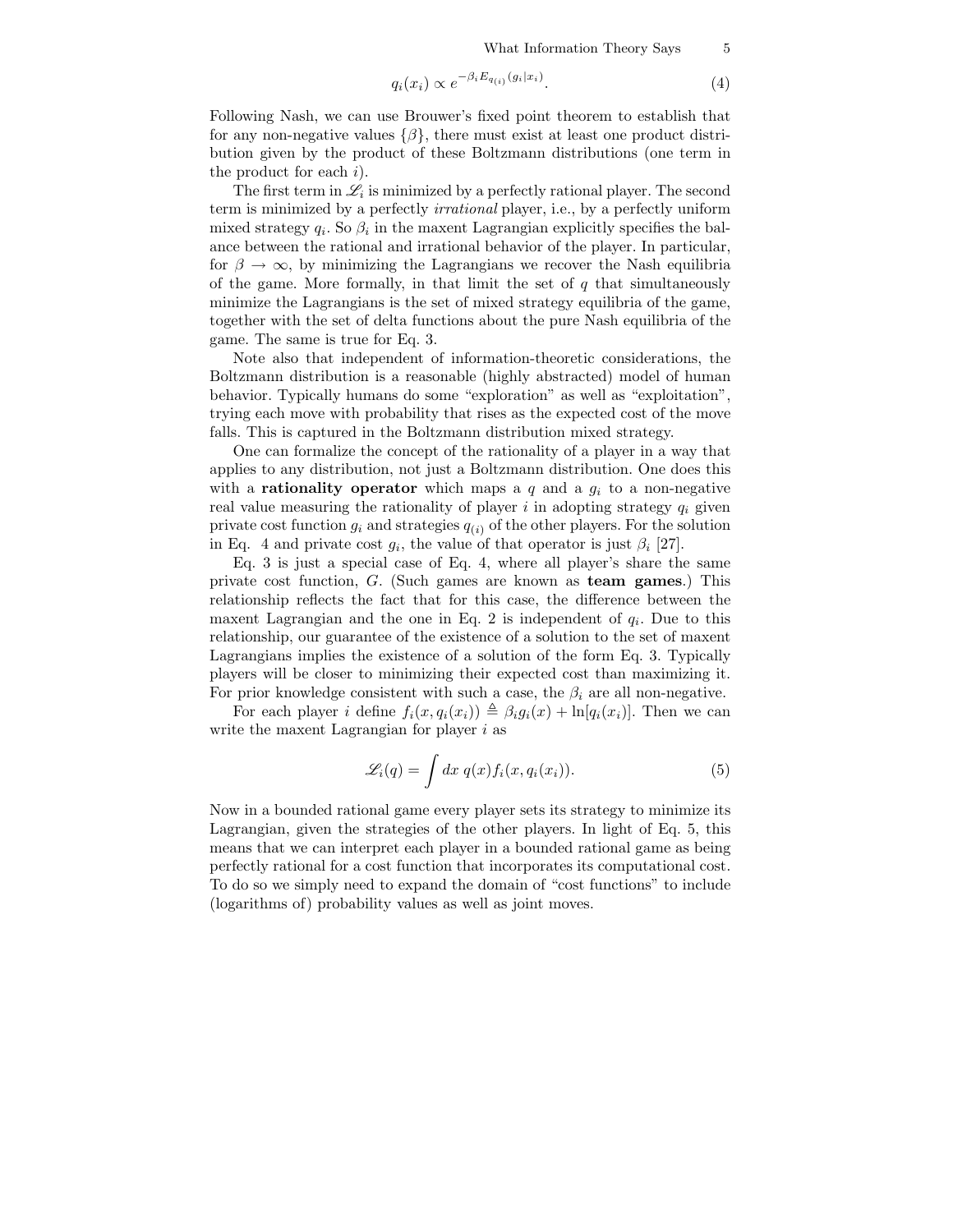$$q_i(x_i) \propto e^{-\beta_i E_{q_{(i)}}(g_i|x_i)}. \tag{4}$$

Following Nash, we can use Brouwer's fixed point theorem to establish that for any non-negative values $\{\beta\}$, there must exist at least one product distribution given by the product of these Boltzmann distributions (one term in the product for each $i$).

The first term in $\mathscr{L}_i$ is minimized by a perfectly rational player. The second term is minimized by a perfectly *irrational* player, i.e., by a perfectly uniform mixed strategy $q_i$. So $\beta_i$ in the maxent Lagrangian explicitly specifies the balance between the rational and irrational behavior of the player. In particular, for $\beta \to \infty$, by minimizing the Lagrangians we recover the Nash equilibria of the game. More formally, in that limit the set of $q$ that simultaneously minimize the Lagrangians is the set of mixed strategy equilibria of the game, together with the set of delta functions about the pure Nash equilibria of the game. The same is true for Eq. 3.

Note also that independent of information-theoretic considerations, the Boltzmann distribution is a reasonable (highly abstracted) model of human behavior. Typically humans do some "exploration" as well as "exploitation", trying each move with probability that rises as the expected cost of the move falls. This is captured in the Boltzmann distribution mixed strategy.

One can formalize the concept of the rationality of a player in a way that applies to any distribution, not just a Boltzmann distribution. One does this with a **rationality operator** which maps a $q$ and a $g_i$ to a non-negative real value measuring the rationality of player $i$ in adopting strategy $q_i$ given private cost function $g_i$ and strategies $q_{(i)}$ of the other players. For the solution in Eq. 4 and private cost $g_i$, the value of that operator is just $\beta_i$ [27].

Eq. 3 is just a special case of Eq. 4, where all player's share the same private cost function, $G$. (Such games are known as **team games**.) This relationship reflects the fact that for this case, the difference between the maxent Lagrangian and the one in Eq. 2 is independent of $q_i$. Due to this relationship, our guarantee of the existence of a solution to the set of maxent Lagrangians implies the existence of a solution of the form Eq. 3. Typically players will be closer to minimizing their expected cost than maximizing it. For prior knowledge consistent with such a case, the $\beta_i$ are all non-negative.

For each player $i$ define $f_i(x, q_i(x_i)) \triangleq \beta_i g_i(x) + \ln[q_i(x_i)]$. Then we can write the maxent Lagrangian for player $i$ as

$$\mathscr{L}_i(q) = \int dx \; q(x) f_i(x, q_i(x_i)). \tag{5}$$

Now in a bounded rational game every player sets its strategy to minimize its Lagrangian, given the strategies of the other players. In light of Eq. 5, this means that we can interpret each player in a bounded rational game as being perfectly rational for a cost function that incorporates its computational cost. To do so we simply need to expand the domain of "cost functions" to include (logarithms of) probability values as well as joint moves.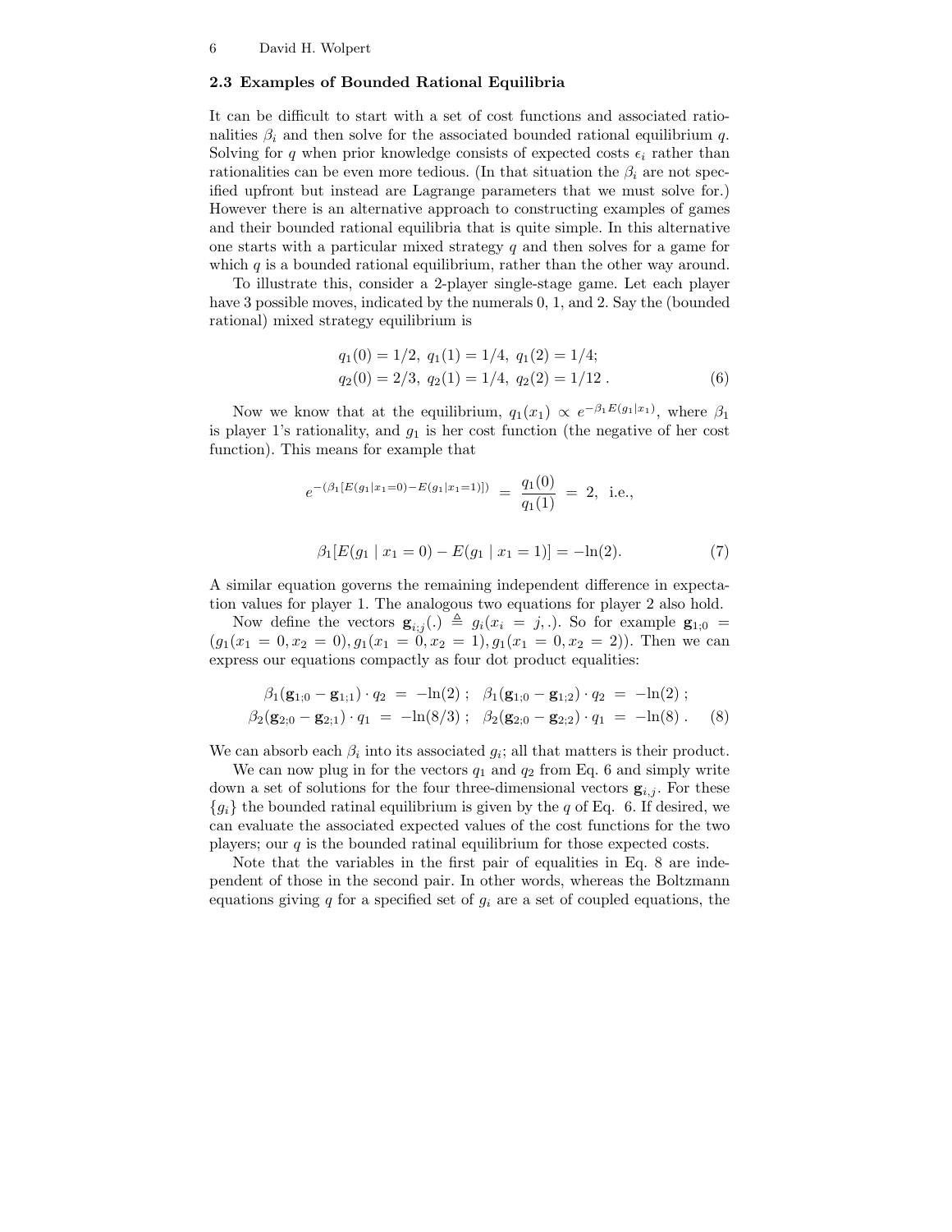### 2.3 Examples of Bounded Rational Equilibria

It can be difficult to start with a set of cost functions and associated rationalities $\beta_i$ and then solve for the associated bounded rational equilibrium $q$. Solving for $q$ when prior knowledge consists of expected costs $\epsilon_i$ rather than rationalities can be even more tedious. (In that situation the $\beta_i$ are not specified upfront but instead are Lagrange parameters that we must solve for.) However there is an alternative approach to constructing examples of games and their bounded rational equilibria that is quite simple. In this alternative one starts with a particular mixed strategy $q$ and then solves for a game for which $q$ is a bounded rational equilibrium, rather than the other way around.

To illustrate this, consider a 2-player single-stage game. Let each player have 3 possible moves, indicated by the numerals 0, 1, and 2. Say the (bounded rational) mixed strategy equilibrium is

$$
\begin{aligned}
&q_1(0) = 1/2,\ q_1(1) = 1/4,\ q_1(2) = 1/4; \\
&q_2(0) = 2/3,\ q_2(1) = 1/4,\ q_2(2) = 1/12\ .
\end{aligned} \tag{6}
$$

Now we know that at the equilibrium, $q_1(x_1) \propto e^{-\beta_1 E(g_1|x_1)}$, where $\beta_1$ is player 1's rationality, and $g_1$ is her cost function (the negative of her cost function). This means for example that

$$
e^{-(\beta_1[E(g_1|x_1=0)-E(g_1|x_1=1)])} \;=\; \frac{q_1(0)}{q_1(1)} \;=\; 2, \;\text{ i.e.,}
$$

$$
\beta_1[E(g_1 \mid x_1 = 0) - E(g_1 \mid x_1 = 1)] = -\ln(2). \tag{7}
$$

A similar equation governs the remaining independent difference in expectation values for player 1. The analogous two equations for player 2 also hold.

Now define the vectors $\mathbf{g}_{i;j}(.) \triangleq g_i(x_i = j, .)$. So for example $\mathbf{g}_{1;0} = (g_1(x_1 = 0, x_2 = 0), g_1(x_1 = 0, x_2 = 1), g_1(x_1 = 0, x_2 = 2))$. Then we can express our equations compactly as four dot product equalities:

$$
\begin{aligned}
\beta_1(\mathbf{g}_{1;0} - \mathbf{g}_{1;1}) \cdot q_2 \;&=\; -\ln(2)\ ; \quad \beta_1(\mathbf{g}_{1;0} - \mathbf{g}_{1;2}) \cdot q_2 \;=\; -\ln(2)\ ; \\
\beta_2(\mathbf{g}_{2;0} - \mathbf{g}_{2;1}) \cdot q_1 \;&=\; -\ln(8/3)\ ; \quad \beta_2(\mathbf{g}_{2;0} - \mathbf{g}_{2;2}) \cdot q_1 \;=\; -\ln(8)\ .
\end{aligned} \tag{8}
$$

We can absorb each $\beta_i$ into its associated $g_i$; all that matters is their product.

We can now plug in for the vectors $q_1$ and $q_2$ from Eq. 6 and simply write down a set of solutions for the four three-dimensional vectors $\mathbf{g}_{i,j}$. For these $\{g_i\}$ the bounded ratinal equilibrium is given by the $q$ of Eq. 6. If desired, we can evaluate the associated expected values of the cost functions for the two players; our $q$ is the bounded ratinal equilibrium for those expected costs.

Note that the variables in the first pair of equalities in Eq. 8 are independent of those in the second pair. In other words, whereas the Boltzmann equations giving $q$ for a specified set of $g_i$ are a set of coupled equations, the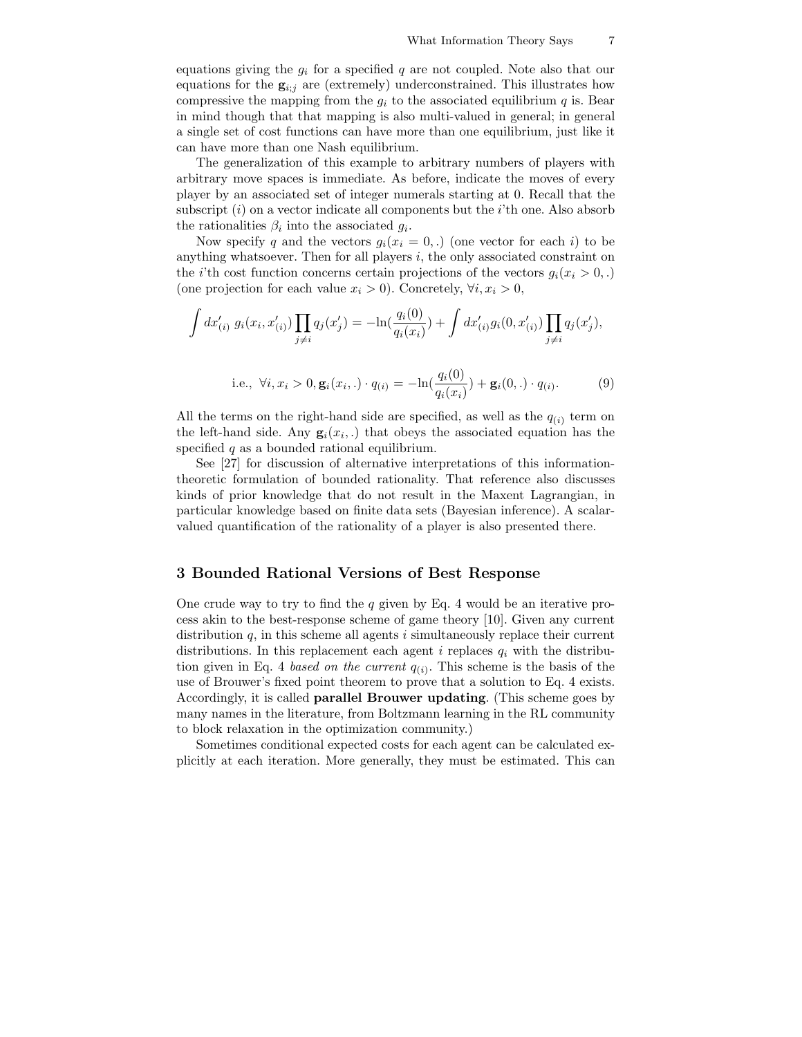equations giving the $g_i$ for a specified $q$ are not coupled. Note also that our equations for the $\mathbf{g}_{i;j}$ are (extremely) underconstrained. This illustrates how compressive the mapping from the $g_i$ to the associated equilibrium $q$ is. Bear in mind though that that mapping is also multi-valued in general; in general a single set of cost functions can have more than one equilibrium, just like it can have more than one Nash equilibrium.

The generalization of this example to arbitrary numbers of players with arbitrary move spaces is immediate. As before, indicate the moves of every player by an associated set of integer numerals starting at 0. Recall that the subscript $(i)$ on a vector indicate all components but the $i$'th one. Also absorb the rationalities $\beta_i$ into the associated $g_i$.

Now specify $q$ and the vectors $g_i(x_i = 0, .)$ (one vector for each $i$) to be anything whatsoever. Then for all players $i$, the only associated constraint on the $i$'th cost function concerns certain projections of the vectors $g_i(x_i > 0, .)$ (one projection for each value $x_i > 0$). Concretely, $\forall i, x_i > 0$,

$$\int dx'_{(i)} \; g_i(x_i, x'_{(i)}) \prod_{j \neq i} q_j(x'_j) = -\ln(\frac{q_i(0)}{q_i(x_i)}) + \int dx'_{(i)} g_i(0, x'_{(i)}) \prod_{j \neq i} q_j(x'_j),$$

$$\text{i.e., } \; \forall i, x_i > 0, \mathbf{g}_i(x_i, .) \cdot q_{(i)} = -\ln(\frac{q_i(0)}{q_i(x_i)}) + \mathbf{g}_i(0, .) \cdot q_{(i)}. \tag{9}$$

All the terms on the right-hand side are specified, as well as the $q_{(i)}$ term on the left-hand side. Any $\mathbf{g}_i(x_i, .)$ that obeys the associated equation has the specified $q$ as a bounded rational equilibrium.

See [27] for discussion of alternative interpretations of this information-theoretic formulation of bounded rationality. That reference also discusses kinds of prior knowledge that do not result in the Maxent Lagrangian, in particular knowledge based on finite data sets (Bayesian inference). A scalar-valued quantification of the rationality of a player is also presented there.

## 3 Bounded Rational Versions of Best Response

One crude way to try to find the $q$ given by Eq. 4 would be an iterative process akin to the best-response scheme of game theory [10]. Given any current distribution $q$, in this scheme all agents $i$ simultaneously replace their current distributions. In this replacement each agent $i$ replaces $q_i$ with the distribution given in Eq. 4 *based on the current* $q_{(i)}$. This scheme is the basis of the use of Brouwer's fixed point theorem to prove that a solution to Eq. 4 exists. Accordingly, it is called **parallel Brouwer updating**. (This scheme goes by many names in the literature, from Boltzmann learning in the RL community to block relaxation in the optimization community.)

Sometimes conditional expected costs for each agent can be calculated explicitly at each iteration. More generally, they must be estimated. This can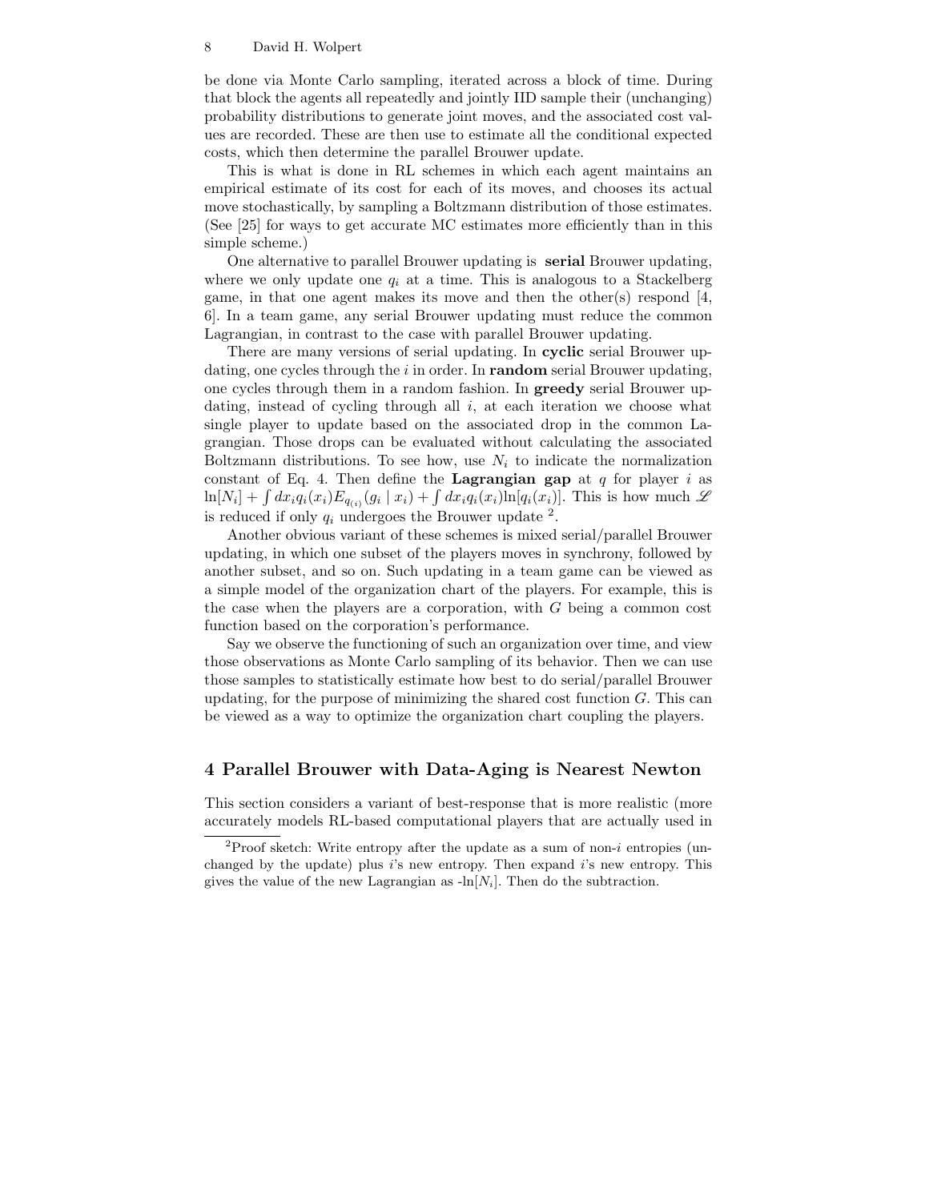be done via Monte Carlo sampling, iterated across a block of time. During that block the agents all repeatedly and jointly IID sample their (unchanging) probability distributions to generate joint moves, and the associated cost values are recorded. These are then use to estimate all the conditional expected costs, which then determine the parallel Brouwer update.

This is what is done in RL schemes in which each agent maintains an empirical estimate of its cost for each of its moves, and chooses its actual move stochastically, by sampling a Boltzmann distribution of those estimates. (See [25] for ways to get accurate MC estimates more efficiently than in this simple scheme.)

One alternative to parallel Brouwer updating is **serial** Brouwer updating, where we only update one $q_i$ at a time. This is analogous to a Stackelberg game, in that one agent makes its move and then the other(s) respond [4, 6]. In a team game, any serial Brouwer updating must reduce the common Lagrangian, in contrast to the case with parallel Brouwer updating.

There are many versions of serial updating. In **cyclic** serial Brouwer updating, one cycles through the $i$ in order. In **random** serial Brouwer updating, one cycles through them in a random fashion. In **greedy** serial Brouwer updating, instead of cycling through all $i$, at each iteration we choose what single player to update based on the associated drop in the common Lagrangian. Those drops can be evaluated without calculating the associated Boltzmann distributions. To see how, use $N_i$ to indicate the normalization constant of Eq. 4. Then define the **Lagrangian gap** at $q$ for player $i$ as $\ln[N_i] + \int dx_i q_i(x_i) E_{q_{(i)}}(g_i \mid x_i) + \int dx_i q_i(x_i) \ln[q_i(x_i)]$. This is how much $\mathscr{L}$ is reduced if only $q_i$ undergoes the Brouwer update [2].

Another obvious variant of these schemes is mixed serial/parallel Brouwer updating, in which one subset of the players moves in synchrony, followed by another subset, and so on. Such updating in a team game can be viewed as a simple model of the organization chart of the players. For example, this is the case when the players are a corporation, with $G$ being a common cost function based on the corporation's performance.

Say we observe the functioning of such an organization over time, and view those observations as Monte Carlo sampling of its behavior. Then we can use those samples to statistically estimate how best to do serial/parallel Brouwer updating, for the purpose of minimizing the shared cost function $G$. This can be viewed as a way to optimize the organization chart coupling the players.

## 4 Parallel Brouwer with Data-Aging is Nearest Newton

This section considers a variant of best-response that is more realistic (more accurately models RL-based computational players that are actually used in

[2] Proof sketch: Write entropy after the update as a sum of non-$i$ entropies (unchanged by the update) plus $i$'s new entropy. Then expand $i$'s new entropy. This gives the value of the new Lagrangian as -$\ln[N_i]$. Then do the subtraction.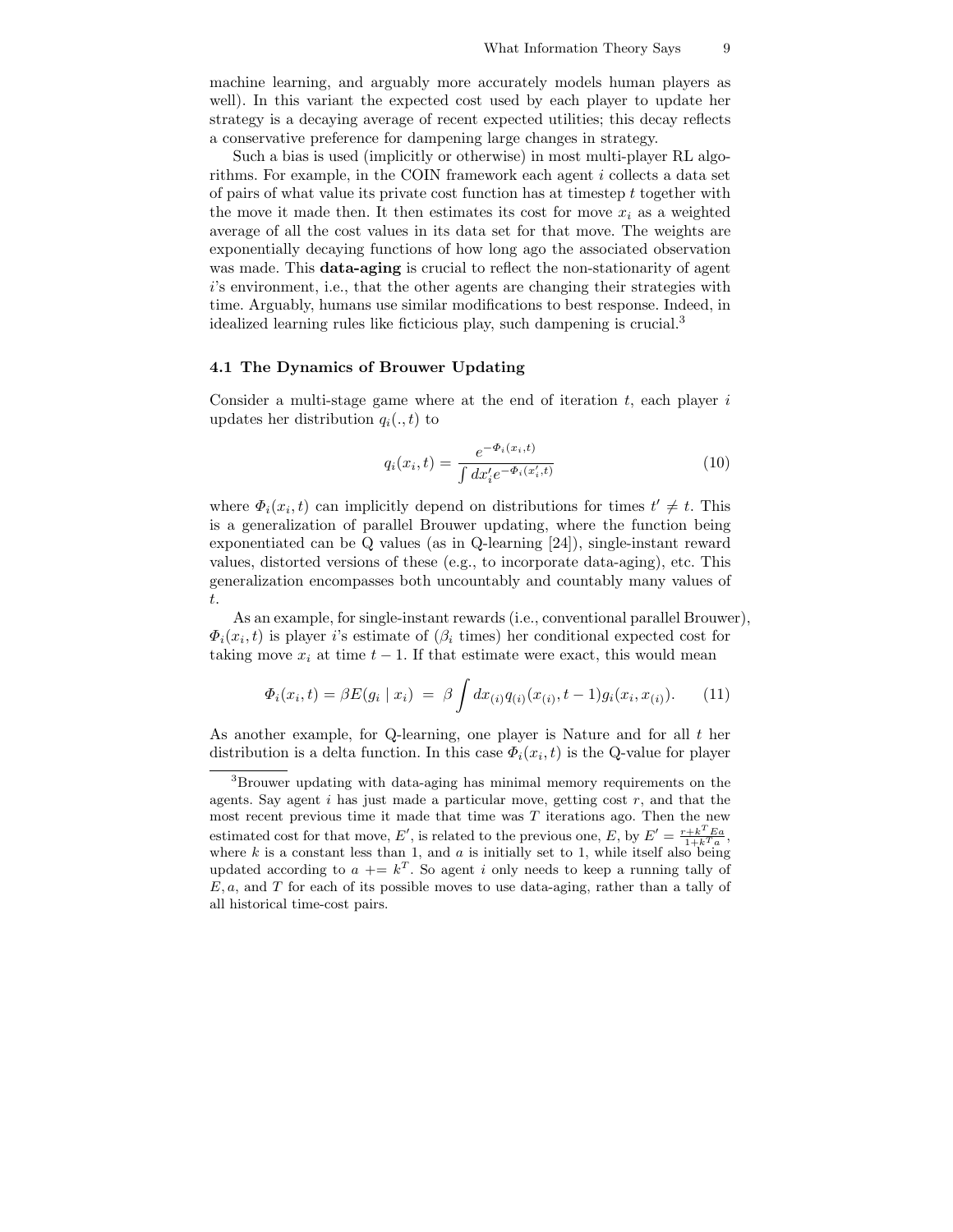machine learning, and arguably more accurately models human players as well). In this variant the expected cost used by each player to update her strategy is a decaying average of recent expected utilities; this decay reflects a conservative preference for dampening large changes in strategy.

Such a bias is used (implicitly or otherwise) in most multi-player RL algorithms. For example, in the COIN framework each agent $i$ collects a data set of pairs of what value its private cost function has at timestep $t$ together with the move it made then. It then estimates its cost for move $x_i$ as a weighted average of all the cost values in its data set for that move. The weights are exponentially decaying functions of how long ago the associated observation was made. This **data-aging** is crucial to reflect the non-stationarity of agent $i$'s environment, i.e., that the other agents are changing their strategies with time. Arguably, humans use similar modifications to best response. Indeed, in idealized learning rules like ficticious play, such dampening is crucial.[3]

### 4.1 The Dynamics of Brouwer Updating

Consider a multi-stage game where at the end of iteration $t$, each player $i$ updates her distribution $q_i(.,t)$ to

$$q_i(x_i, t) = \frac{e^{-\Phi_i(x_i,t)}}{\int dx'_i e^{-\Phi_i(x'_i,t)}} \tag{10}$$

where $\Phi_i(x_i, t)$ can implicitly depend on distributions for times $t' \neq t$. This is a generalization of parallel Brouwer updating, where the function being exponentiated can be Q values (as in Q-learning [24]), single-instant reward values, distorted versions of these (e.g., to incorporate data-aging), etc. This generalization encompasses both uncountably and countably many values of $t$.

As an example, for single-instant rewards (i.e., conventional parallel Brouwer), $\Phi_i(x_i, t)$ is player $i$'s estimate of ($\beta_i$ times) her conditional expected cost for taking move $x_i$ at time $t-1$. If that estimate were exact, this would mean

$$\Phi_i(x_i, t) = \beta E(g_i \mid x_i) \; = \; \beta \int dx_{(i)} q_{(i)}(x_{(i)}, t-1) g_i(x_i, x_{(i)}). \tag{11}$$

As another example, for Q-learning, one player is Nature and for all $t$ her distribution is a delta function. In this case $\Phi_i(x_i, t)$ is the Q-value for player

---

[3] Brouwer updating with data-aging has minimal memory requirements on the agents. Say agent $i$ has just made a particular move, getting cost $r$, and that the most recent previous time it made that time was $T$ iterations ago. Then the new estimated cost for that move, $E'$, is related to the previous one, $E$, by $E' = \frac{r + k^T Ea}{1 + k^T a}$, where $k$ is a constant less than 1, and $a$ is initially set to 1, while itself also being updated according to $a$ += $k^T$. So agent $i$ only needs to keep a running tally of $E, a$, and $T$ for each of its possible moves to use data-aging, rather than a tally of all historical time-cost pairs.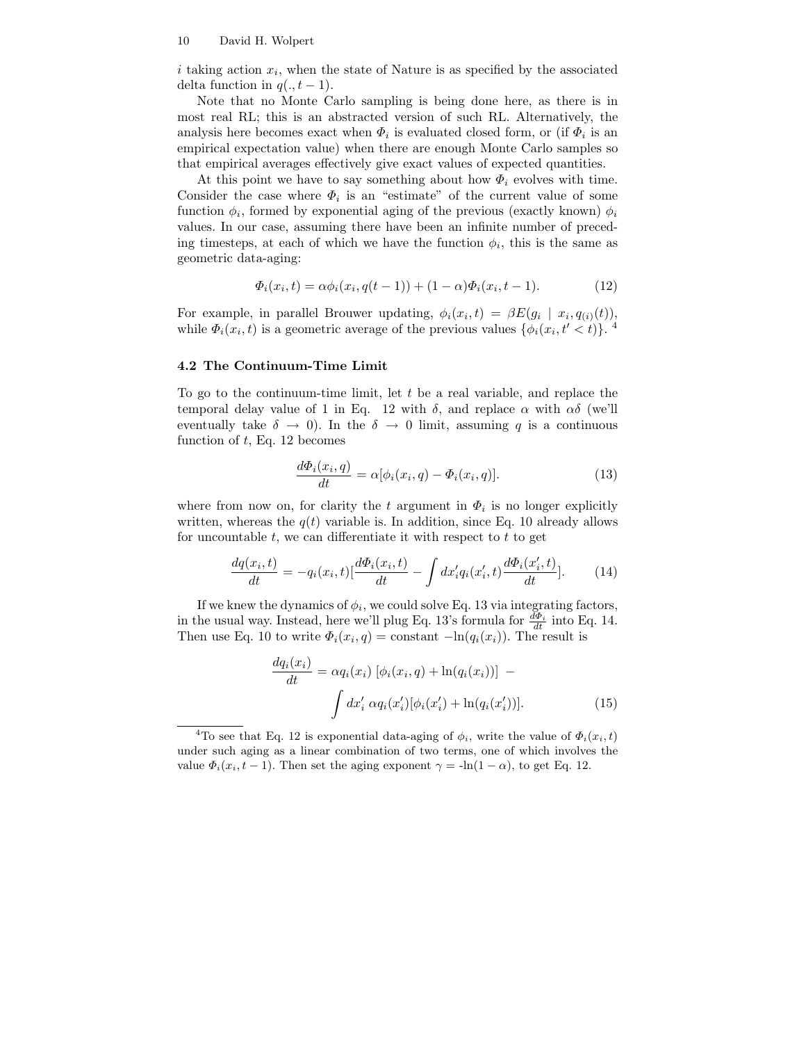$i$ taking action $x_i$, when the state of Nature is as specified by the associated delta function in $q(., t-1)$.

Note that no Monte Carlo sampling is being done here, as there is in most real RL; this is an abstracted version of such RL. Alternatively, the analysis here becomes exact when $\Phi_i$ is evaluated closed form, or (if $\Phi_i$ is an empirical expectation value) when there are enough Monte Carlo samples so that empirical averages effectively give exact values of expected quantities.

At this point we have to say something about how $\Phi_i$ evolves with time. Consider the case where $\Phi_i$ is an "estimate" of the current value of some function $\phi_i$, formed by exponential aging of the previous (exactly known) $\phi_i$ values. In our case, assuming there have been an infinite number of preceding timesteps, at each of which we have the function $\phi_i$, this is the same as geometric data-aging:

$$\Phi_i(x_i, t) = \alpha\phi_i(x_i, q(t-1)) + (1-\alpha)\Phi_i(x_i, t-1). \tag{12}$$

For example, in parallel Brouwer updating, $\phi_i(x_i, t) = \beta E(g_i \mid x_i, q_{(i)}(t))$, while $\Phi_i(x_i, t)$ is a geometric average of the previous values $\{\phi_i(x_i, t' < t)\}$. [4]

### 4.2 The Continuum-Time Limit

To go to the continuum-time limit, let $t$ be a real variable, and replace the temporal delay value of 1 in Eq. 12 with $\delta$, and replace $\alpha$ with $\alpha\delta$ (we'll eventually take $\delta \to 0$). In the $\delta \to 0$ limit, assuming $q$ is a continuous function of $t$, Eq. 12 becomes

$$\frac{d\Phi_i(x_i, q)}{dt} = \alpha[\phi_i(x_i, q) - \Phi_i(x_i, q)]. \tag{13}$$

where from now on, for clarity the $t$ argument in $\Phi_i$ is no longer explicitly written, whereas the $q(t)$ variable is. In addition, since Eq. 10 already allows for uncountable $t$, we can differentiate it with respect to $t$ to get

$$\frac{dq(x_i, t)}{dt} = -q_i(x_i, t)\left[\frac{d\Phi_i(x_i, t)}{dt} - \int dx_i' q_i(x_i', t)\frac{d\Phi_i(x_i', t)}{dt}\right]. \tag{14}$$

If we knew the dynamics of $\phi_i$, we could solve Eq. 13 via integrating factors, in the usual way. Instead, here we'll plug Eq. 13's formula for $\frac{d\Phi_i}{dt}$ into Eq. 14. Then use Eq. 10 to write $\Phi_i(x_i, q) =$ constant $-\ln(q_i(x_i))$. The result is

$$\frac{dq_i(x_i)}{dt} = \alpha q_i(x_i)\,[\phi_i(x_i, q) + \ln(q_i(x_i))] \; - \int dx_i' \, \alpha q_i(x_i')[\phi_i(x_i') + \ln(q_i(x_i'))]. \tag{15}$$

[4] To see that Eq. 12 is exponential data-aging of $\phi_i$, write the value of $\Phi_i(x_i, t)$ under such aging as a linear combination of two terms, one of which involves the value $\Phi_i(x_i, t-1)$. Then set the aging exponent $\gamma = -\ln(1-\alpha)$, to get Eq. 12.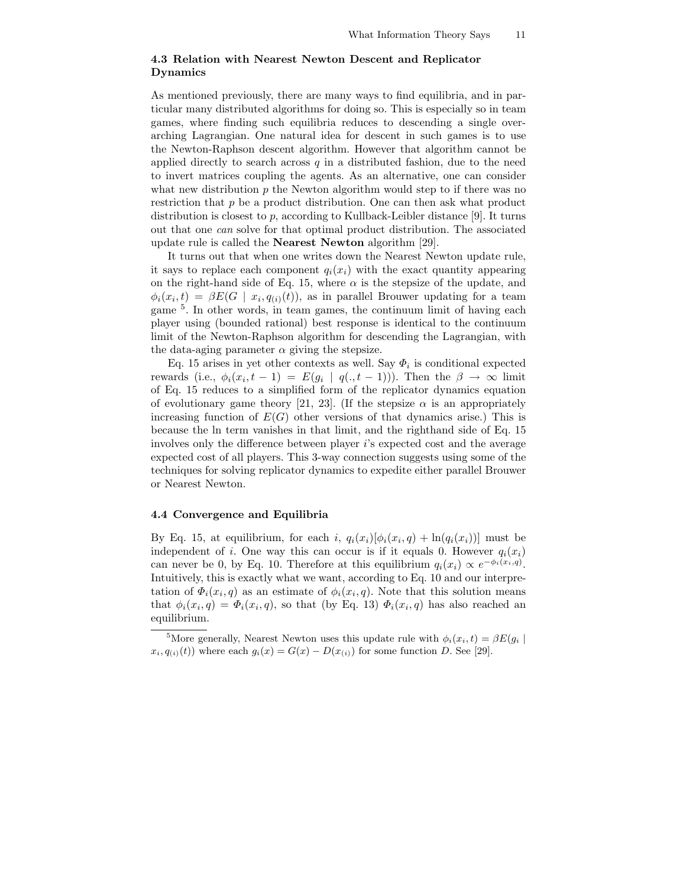### 4.3 Relation with Nearest Newton Descent and Replicator Dynamics

As mentioned previously, there are many ways to find equilibria, and in particular many distributed algorithms for doing so. This is especially so in team games, where finding such equilibria reduces to descending a single overarching Lagrangian. One natural idea for descent in such games is to use the Newton-Raphson descent algorithm. However that algorithm cannot be applied directly to search across $q$ in a distributed fashion, due to the need to invert matrices coupling the agents. As an alternative, one can consider what new distribution $p$ the Newton algorithm would step to if there was no restriction that $p$ be a product distribution. One can then ask what product distribution is closest to $p$, according to Kullback-Leibler distance [9]. It turns out that one *can* solve for that optimal product distribution. The associated update rule is called the **Nearest Newton** algorithm [29].

It turns out that when one writes down the Nearest Newton update rule, it says to replace each component $q_i(x_i)$ with the exact quantity appearing on the right-hand side of Eq. 15, where $\alpha$ is the stepsize of the update, and $\phi_i(x_i, t) = \beta E(G \mid x_i, q_{(i)}(t))$, as in parallel Brouwer updating for a team game [5]. In other words, in team games, the continuum limit of having each player using (bounded rational) best response is identical to the continuum limit of the Newton-Raphson algorithm for descending the Lagrangian, with the data-aging parameter $\alpha$ giving the stepsize.

Eq. 15 arises in yet other contexts as well. Say $\Phi_i$ is conditional expected rewards (i.e., $\phi_i(x_i, t-1) = E(g_i \mid q(., t-1))$). Then the $\beta \to \infty$ limit of Eq. 15 reduces to a simplified form of the replicator dynamics equation of evolutionary game theory [21, 23]. (If the stepsize $\alpha$ is an appropriately increasing function of $E(G)$ other versions of that dynamics arise.) This is because the ln term vanishes in that limit, and the righthand side of Eq. 15 involves only the difference between player $i$'s expected cost and the average expected cost of all players. This 3-way connection suggests using some of the techniques for solving replicator dynamics to expedite either parallel Brouwer or Nearest Newton.

### 4.4 Convergence and Equilibria

By Eq. 15, at equilibrium, for each $i$, $q_i(x_i)[\phi_i(x_i, q) + \ln(q_i(x_i))]$ must be independent of $i$. One way this can occur is if it equals 0. However $q_i(x_i)$ can never be 0, by Eq. 10. Therefore at this equilibrium $q_i(x_i) \propto e^{-\phi_i(x_i, q)}$. Intuitively, this is exactly what we want, according to Eq. 10 and our interpretation of $\Phi_i(x_i, q)$ as an estimate of $\phi_i(x_i, q)$. Note that this solution means that $\phi_i(x_i, q) = \Phi_i(x_i, q)$, so that (by Eq. 13) $\Phi_i(x_i, q)$ has also reached an equilibrium.

---

[5] More generally, Nearest Newton uses this update rule with $\phi_i(x_i, t) = \beta E(g_i \mid x_i, q_{(i)}(t))$ where each $g_i(x) = G(x) - D(x_{(i)})$ for some function $D$. See [29].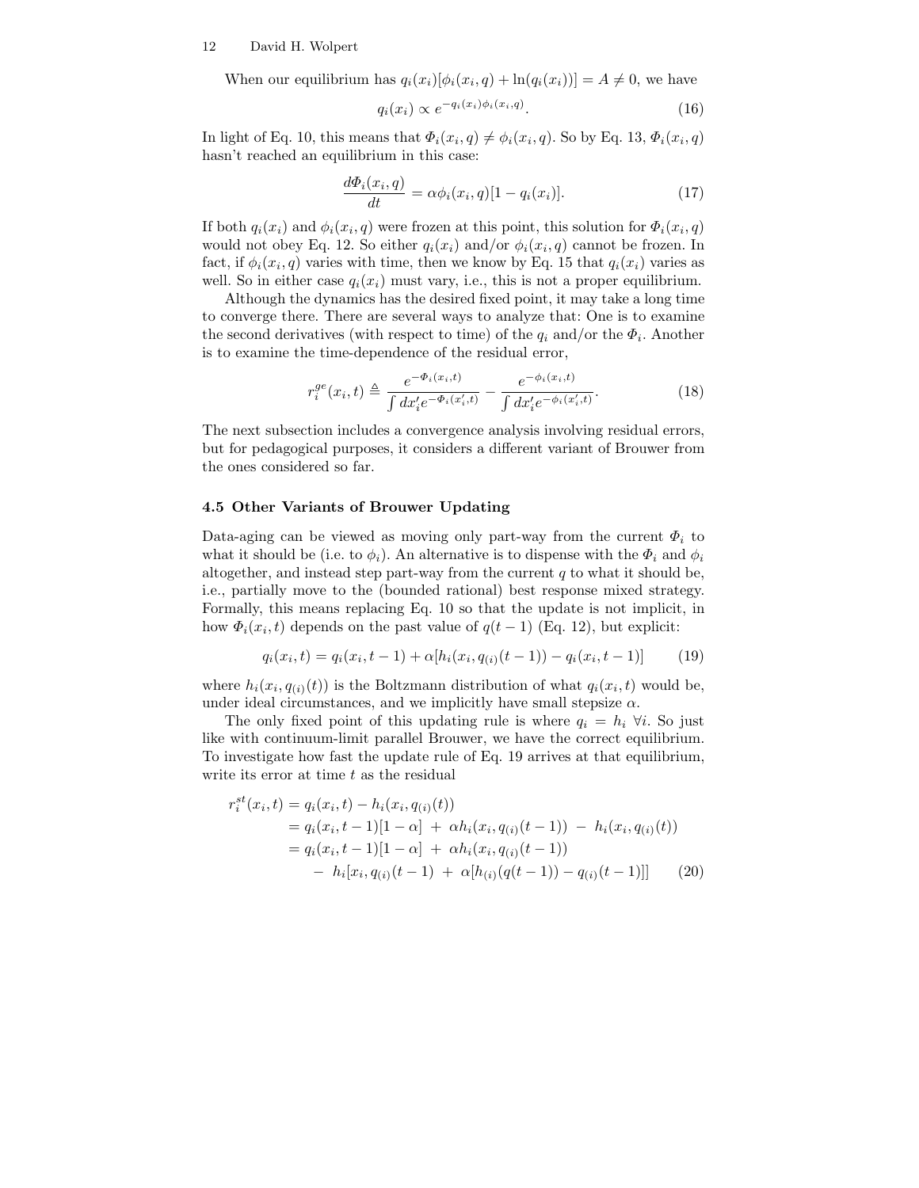When our equilibrium has $q_i(x_i)[\phi_i(x_i, q) + \ln(q_i(x_i))] = A \neq 0$, we have

$$q_i(x_i) \propto e^{-q_i(x_i)\phi_i(x_i,q)}. \tag{16}$$

In light of Eq. 10, this means that $\Phi_i(x_i, q) \neq \phi_i(x_i, q)$. So by Eq. 13, $\Phi_i(x_i, q)$ hasn't reached an equilibrium in this case:

$$\frac{d\Phi_i(x_i, q)}{dt} = \alpha\phi_i(x_i, q)[1 - q_i(x_i)]. \tag{17}$$

If both $q_i(x_i)$ and $\phi_i(x_i, q)$ were frozen at this point, this solution for $\Phi_i(x_i, q)$ would not obey Eq. 12. So either $q_i(x_i)$ and/or $\phi_i(x_i, q)$ cannot be frozen. In fact, if $\phi_i(x_i, q)$ varies with time, then we know by Eq. 15 that $q_i(x_i)$ varies as well. So in either case $q_i(x_i)$ must vary, i.e., this is not a proper equilibrium.

Although the dynamics has the desired fixed point, it may take a long time to converge there. There are several ways to analyze that: One is to examine the second derivatives (with respect to time) of the $q_i$ and/or the $\Phi_i$. Another is to examine the time-dependence of the residual error,

$$r_i^{ge}(x_i, t) \triangleq \frac{e^{-\Phi_i(x_i,t)}}{\int dx_i' e^{-\Phi_i(x_i',t)}} - \frac{e^{-\phi_i(x_i,t)}}{\int dx_i' e^{-\phi_i(x_i',t)}}. \tag{18}$$

The next subsection includes a convergence analysis involving residual errors, but for pedagogical purposes, it considers a different variant of Brouwer from the ones considered so far.

### 4.5 Other Variants of Brouwer Updating

Data-aging can be viewed as moving only part-way from the current $\Phi_i$ to what it should be (i.e. to $\phi_i$). An alternative is to dispense with the $\Phi_i$ and $\phi_i$ altogether, and instead step part-way from the current $q$ to what it should be, i.e., partially move to the (bounded rational) best response mixed strategy. Formally, this means replacing Eq. 10 so that the update is not implicit, in how $\Phi_i(x_i, t)$ depends on the past value of $q(t-1)$ (Eq. 12), but explicit:

$$q_i(x_i, t) = q_i(x_i, t-1) + \alpha[h_i(x_i, q_{(i)}(t-1)) - q_i(x_i, t-1)] \tag{19}$$

where $h_i(x_i, q_{(i)}(t))$ is the Boltzmann distribution of what $q_i(x_i, t)$ would be, under ideal circumstances, and we implicitly have small stepsize $\alpha$.

The only fixed point of this updating rule is where $q_i = h_i \ \forall i$. So just like with continuum-limit parallel Brouwer, we have the correct equilibrium. To investigate how fast the update rule of Eq. 19 arrives at that equilibrium, write its error at time $t$ as the residual

$$\begin{aligned}
r_i^{st}(x_i, t) &= q_i(x_i, t) - h_i(x_i, q_{(i)}(t)) \\
&= q_i(x_i, t-1)[1-\alpha] \ + \ \alpha h_i(x_i, q_{(i)}(t-1)) \ - \ h_i(x_i, q_{(i)}(t)) \\
&= q_i(x_i, t-1)[1-\alpha] \ + \ \alpha h_i(x_i, q_{(i)}(t-1)) \\
&\quad - \ h_i[x_i, q_{(i)}(t-1) \ + \ \alpha[h_{(i)}(q(t-1)) - q_{(i)}(t-1)]]
\end{aligned} \tag{20}$$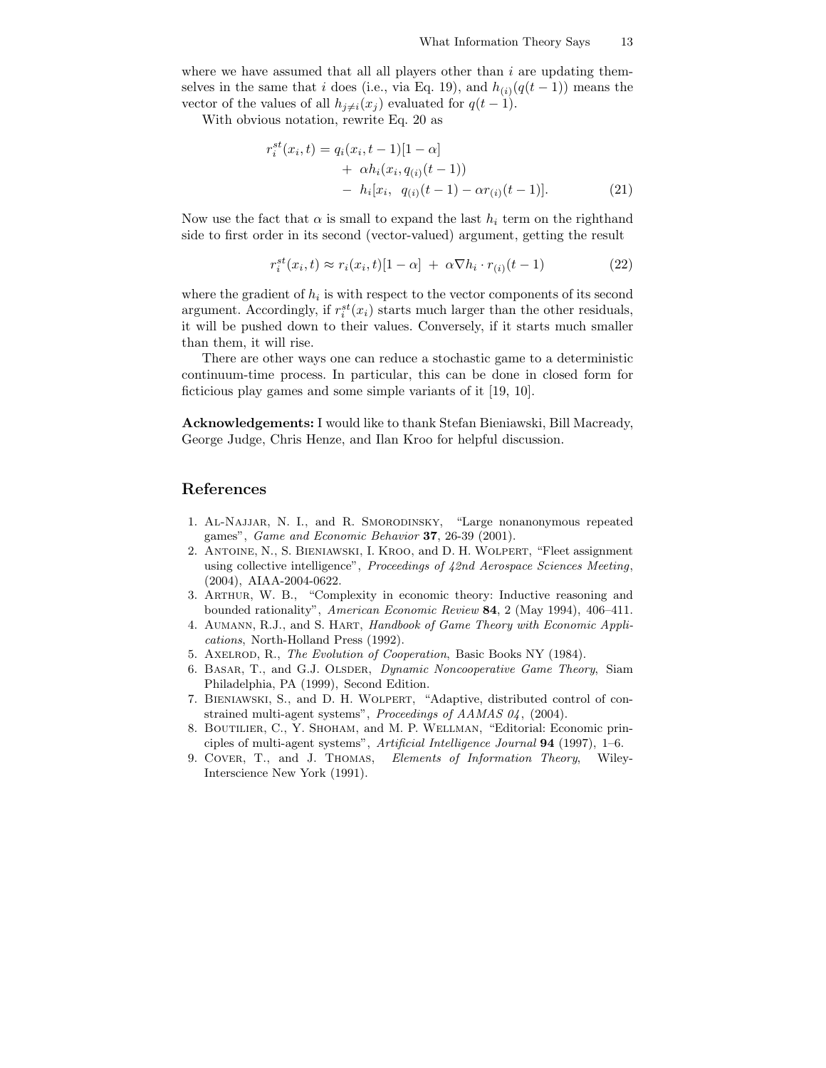where we have assumed that all all players other than $i$ are updating themselves in the same that $i$ does (i.e., via Eq. 19), and $h_{(i)}(q(t-1))$ means the vector of the values of all $h_{j \neq i}(x_j)$ evaluated for $q(t-1)$.

With obvious notation, rewrite Eq. 20 as

$$
\begin{aligned}
r_i^{st}(x_i, t) = q_i(x_i, t-1)[1-\alpha] \\
+ \; \alpha h_i(x_i, q_{(i)}(t-1)) \\
- \; h_i[x_i, \;\; q_{(i)}(t-1) - \alpha r_{(i)}(t-1)].
\end{aligned} \tag{21}
$$

Now use the fact that $\alpha$ is small to expand the last $h_i$ term on the righthand side to first order in its second (vector-valued) argument, getting the result

$$
r_i^{st}(x_i, t) \approx r_i(x_i, t)[1-\alpha] \; + \; \alpha \nabla h_i \cdot r_{(i)}(t-1) \tag{22}
$$

where the gradient of $h_i$ is with respect to the vector components of its second argument. Accordingly, if $r_i^{st}(x_i)$ starts much larger than the other residuals, it will be pushed down to their values. Conversely, if it starts much smaller than them, it will rise.

There are other ways one can reduce a stochastic game to a deterministic continuum-time process. In particular, this can be done in closed form for ficticious play games and some simple variants of it [19, 10].

**Acknowledgements:** I would like to thank Stefan Bieniawski, Bill Macready, George Judge, Chris Henze, and Ilan Kroo for helpful discussion.

## References

1. Al-Najjar, N. I., and R. Smorodinsky, "Large nonanonymous repeated games", *Game and Economic Behavior* **37**, 26-39 (2001).
2. Antoine, N., S. Bieniawski, I. Kroo, and D. H. Wolpert, "Fleet assignment using collective intelligence", *Proceedings of 42nd Aerospace Sciences Meeting*, (2004), AIAA-2004-0622.
3. Arthur, W. B., "Complexity in economic theory: Inductive reasoning and bounded rationality", *American Economic Review* **84**, 2 (May 1994), 406–411.
4. Aumann, R.J., and S. Hart, *Handbook of Game Theory with Economic Applications*, North-Holland Press (1992).
5. Axelrod, R., *The Evolution of Cooperation*, Basic Books NY (1984).
6. Basar, T., and G.J. Olsder, *Dynamic Noncooperative Game Theory*, Siam Philadelphia, PA (1999), Second Edition.
7. Bieniawski, S., and D. H. Wolpert, "Adaptive, distributed control of constrained multi-agent systems", *Proceedings of AAMAS 04*, (2004).
8. Boutilier, C., Y. Shoham, and M. P. Wellman, "Editorial: Economic principles of multi-agent systems", *Artificial Intelligence Journal* **94** (1997), 1–6.
9. Cover, T., and J. Thomas, *Elements of Information Theory*, Wiley-Interscience New York (1991).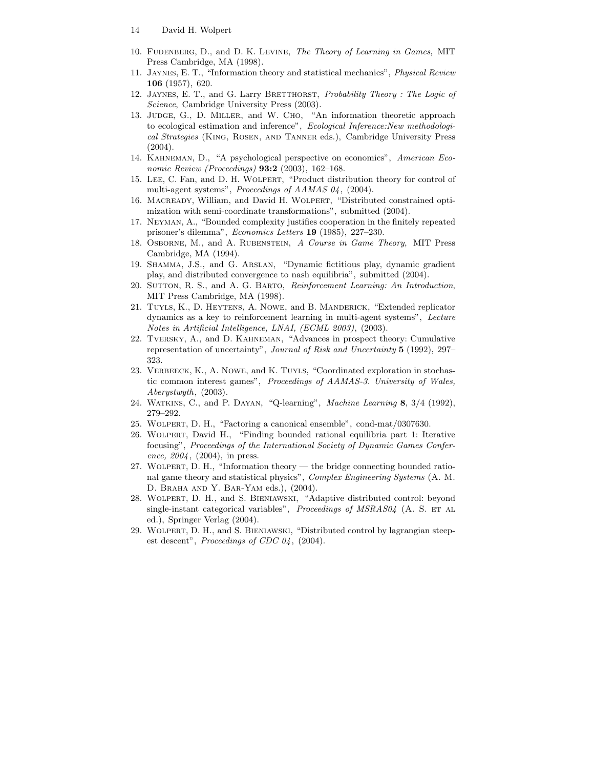10. Fudenberg, D., and D. K. Levine, *The Theory of Learning in Games*, MIT Press Cambridge, MA (1998).
11. Jaynes, E. T., "Information theory and statistical mechanics", *Physical Review* **106** (1957), 620.
12. Jaynes, E. T., and G. Larry Bretthorst, *Probability Theory : The Logic of Science*, Cambridge University Press (2003).
13. Judge, G., D. Miller, and W. Cho, "An information theoretic approach to ecological estimation and inference", *Ecological Inference:New methodological Strategies* (King, Rosen, and Tanner eds.), Cambridge University Press (2004).
14. Kahneman, D., "A psychological perspective on economics", *American Economic Review (Proceedings)* **93:2** (2003), 162–168.
15. Lee, C. Fan, and D. H. Wolpert, "Product distribution theory for control of multi-agent systems", *Proceedings of AAMAS 04*, (2004).
16. Macready, William, and David H. Wolpert, "Distributed constrained optimization with semi-coordinate transformations", submitted (2004).
17. Neyman, A., "Bounded complexity justifies cooperation in the finitely repeated prisoner's dilemma", *Economics Letters* **19** (1985), 227–230.
18. Osborne, M., and A. Rubenstein, *A Course in Game Theory*, MIT Press Cambridge, MA (1994).
19. Shamma, J.S., and G. Arslan, "Dynamic fictitious play, dynamic gradient play, and distributed convergence to nash equilibria", submitted (2004).
20. Sutton, R. S., and A. G. Barto, *Reinforcement Learning: An Introduction*, MIT Press Cambridge, MA (1998).
21. Tuyls, K., D. Heytens, A. Nowe, and B. Manderick, "Extended replicator dynamics as a key to reinforcement learning in multi-agent systems", *Lecture Notes in Artificial Intelligence, LNAI, (ECML 2003)*, (2003).
22. Tversky, A., and D. Kahneman, "Advances in prospect theory: Cumulative representation of uncertainty", *Journal of Risk and Uncertainty* **5** (1992), 297–323.
23. Verbeeck, K., A. Nowe, and K. Tuyls, "Coordinated exploration in stochastic common interest games", *Proceedings of AAMAS-3. University of Wales, Aberystwyth*, (2003).
24. Watkins, C., and P. Dayan, "Q-learning", *Machine Learning* **8**, 3/4 (1992), 279–292.
25. Wolpert, D. H., "Factoring a canonical ensemble", cond-mat/0307630.
26. Wolpert, David H., "Finding bounded rational equilibria part 1: Iterative focusing", *Proceedings of the International Society of Dynamic Games Conference, 2004*, (2004), in press.
27. Wolpert, D. H., "Information theory — the bridge connecting bounded rational game theory and statistical physics", *Complex Engineering Systems* (A. M. D. Braha and Y. Bar-Yam eds.), (2004).
28. Wolpert, D. H., and S. Bieniawski, "Adaptive distributed control: beyond single-instant categorical variables", *Proceedings of MSRAS04* (A. S. et al ed.), Springer Verlag (2004).
29. Wolpert, D. H., and S. Bieniawski, "Distributed control by lagrangian steepest descent", *Proceedings of CDC 04*, (2004).